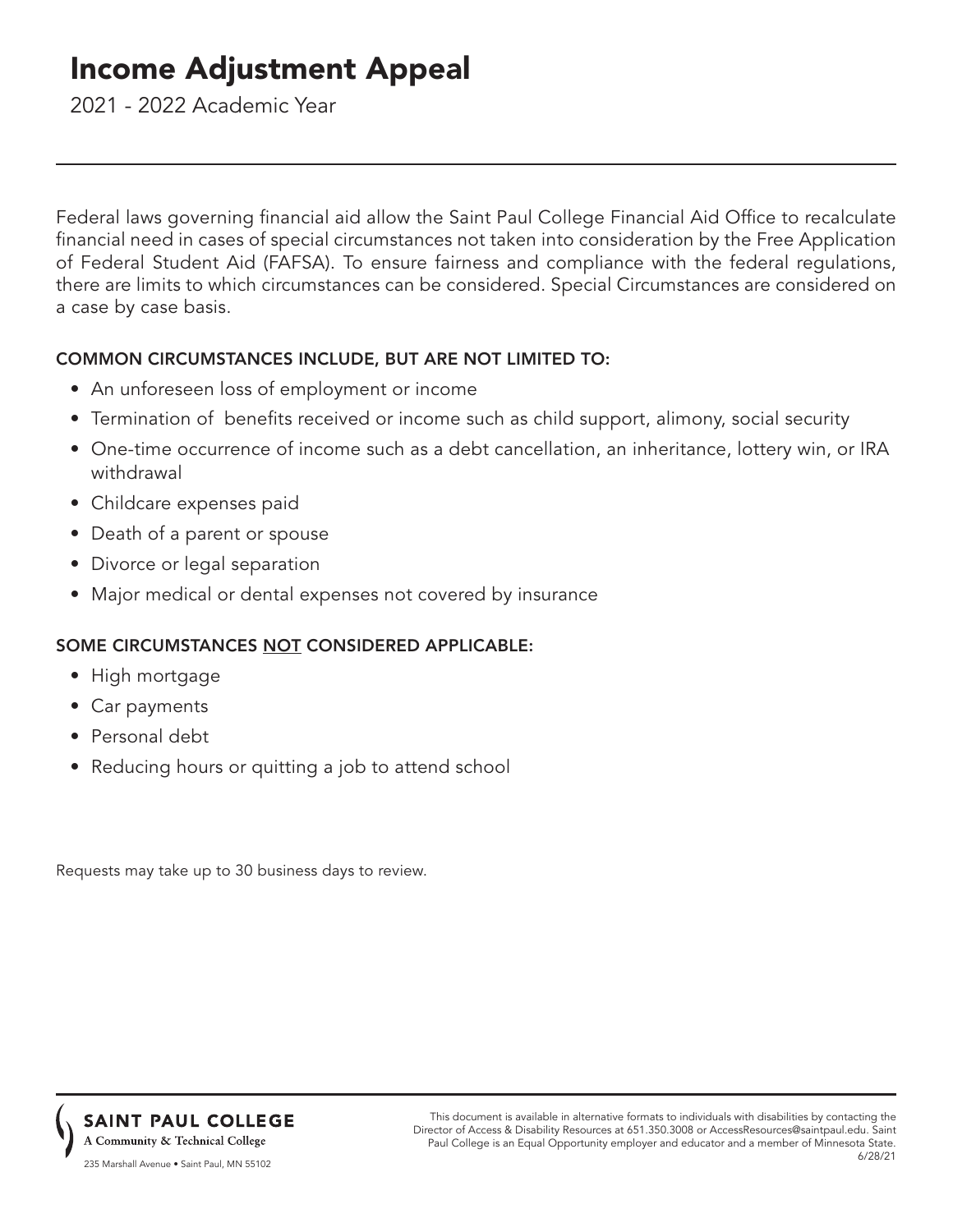# Income Adjustment Appeal

2021 - 2022 Academic Year

Federal laws governing financial aid allow the Saint Paul College Financial Aid Office to recalculate financial need in cases of special circumstances not taken into consideration by the Free Application of Federal Student Aid (FAFSA). To ensure fairness and compliance with the federal regulations, there are limits to which circumstances can be considered. Special Circumstances are considered on a case by case basis.

### COMMON CIRCUMSTANCES INCLUDE, BUT ARE NOT LIMITED TO:

- An unforeseen loss of employment or income
- Termination of benefits received or income such as child support, alimony, social security
- One-time occurrence of income such as a debt cancellation, an inheritance, lottery win, or IRA withdrawal
- Childcare expenses paid
- Death of a parent or spouse
- Divorce or legal separation
- Major medical or dental expenses not covered by insurance

### SOME CIRCUMSTANCES NOT CONSIDERED APPLICABLE:

- High mortgage
- Car payments
- Personal debt
- Reducing hours or quitting a job to attend school

Requests may take up to 30 business days to review.

**SAINT PAUL COLLEGE**
A Community & Technical College
235 Marshall Avenue • Saint Paul, MN 55102

This document is available in alternative formats to individuals with disabilities by contacting the Director of Access & Disability Resources at 651.350.3008 or AccessResources@saintpaul.edu. Saint Paul College is an Equal Opportunity employer and educator and a member of Minnesota State. 6/28/21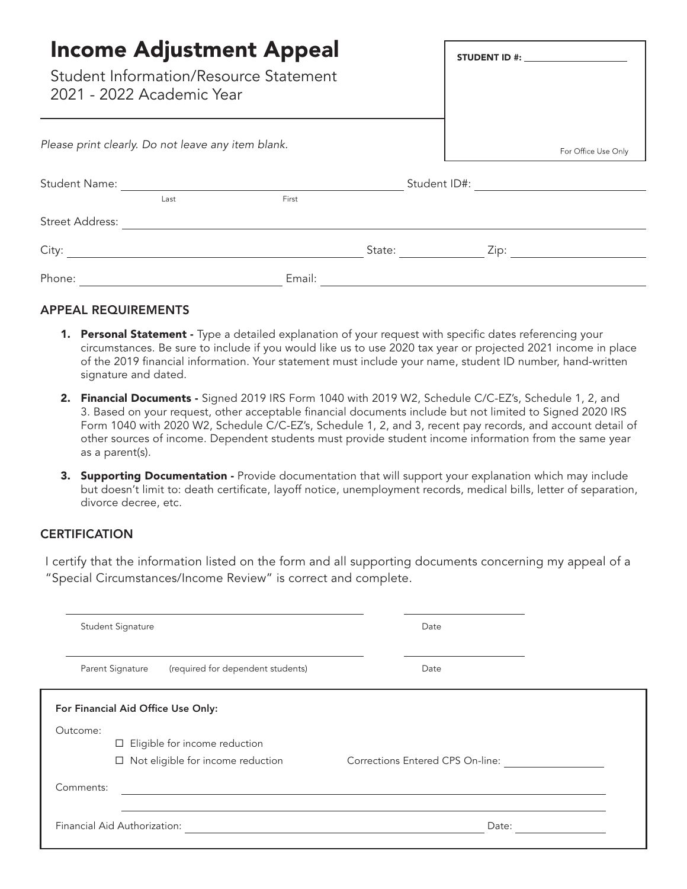# Income Adjustment Appeal

Student Information/Resource Statement
2021 - 2022 Academic Year

**STUDENT ID #:** ____________________

For Office Use Only

*Please print clearly. Do not leave any item blank.*

Student Name: ______________________________ Student ID#: ____________________
Last First

Street Address: ____________________________________________________________

City: ______________________________ State: ____________ Zip: ________________

Phone: ______________________________ Email: ______________________________

## APPEAL REQUIREMENTS

1. **Personal Statement -** Type a detailed explanation of your request with specific dates referencing your circumstances. Be sure to include if you would like us to use 2020 tax year or projected 2021 income in place of the 2019 financial information. Your statement must include your name, student ID number, hand-written signature and dated.
2. **Financial Documents -** Signed 2019 IRS Form 1040 with 2019 W2, Schedule C/C-EZ's, Schedule 1, 2, and 3. Based on your request, other acceptable financial documents include but not limited to Signed 2020 IRS Form 1040 with 2020 W2, Schedule C/C-EZ's, Schedule 1, 2, and 3, recent pay records, and account detail of other sources of income. Dependent students must provide student income information from the same year as a parent(s).
3. **Supporting Documentation -** Provide documentation that will support your explanation which may include but doesn't limit to: death certificate, layoff notice, unemployment records, medical bills, letter of separation, divorce decree, etc.

## CERTIFICATION

I certify that the information listed on the form and all supporting documents concerning my appeal of a "Special Circumstances/Income Review" is correct and complete.

______________________________ ____________________
Student Signature Date

______________________________ ____________________
Parent Signature (required for dependent students) Date

**For Financial Aid Office Use Only:**

Outcome:
- ☐ Eligible for income reduction
- ☐ Not eligible for income reduction

Corrections Entered CPS On-line: ________________

Comments: ____________________________________________________________

____________________________________________________________

Financial Aid Authorization: ______________________________ Date: ______________